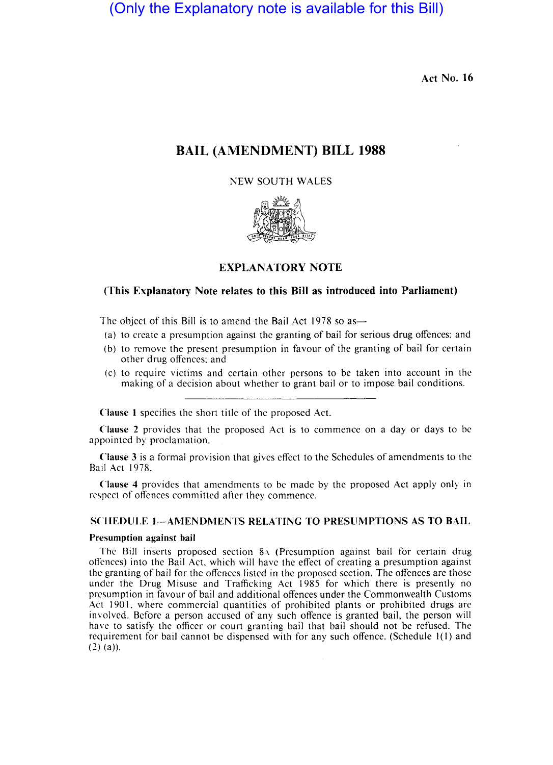(Only the Explanatory note is available for this Bill)

Act No. 16

# BAIL (AMENDMENT) BILL 1988

NEW SOUTH WALES

## EXPLANATORY NOTE

### (This Explanatory Note relates to this Bill as introduced into Parliament)

The object of this Bill is to amend the Bail Act 1978 so as—

(a) to create a presumption against the granting of bail for serious drug offences; and

(b) to remove the present presumption in favour of the granting of bail for certain other drug offences; and

(c) to require victims and certain other persons to be taken into account in the making of a decision about whether to grant bail or to impose bail conditions.

---

**Clause 1** specifies the short title of the proposed Act.

**Clause 2** provides that the proposed Act is to commence on a day or days to be appointed by proclamation.

**Clause 3** is a formal provision that gives effect to the Schedules of amendments to the Bail Act 1978.

**Clause 4** provides that amendments to be made by the proposed Act apply only in respect of offences committed after they commence.

### SCHEDULE 1—AMENDMENTS RELATING TO PRESUMPTIONS AS TO BAIL

**Presumption against bail**

The Bill inserts proposed section 8A (Presumption against bail for certain drug offences) into the Bail Act, which will have the effect of creating a presumption against the granting of bail for the offences listed in the proposed section. The offences are those under the Drug Misuse and Trafficking Act 1985 for which there is presently no presumption in favour of bail and additional offences under the Commonwealth Customs Act 1901, where commercial quantities of prohibited plants or prohibited drugs are involved. Before a person accused of any such offence is granted bail, the person will have to satisfy the officer or court granting bail that bail should not be refused. The requirement for bail cannot be dispensed with for any such offence. (Schedule 1(1) and (2) (a)).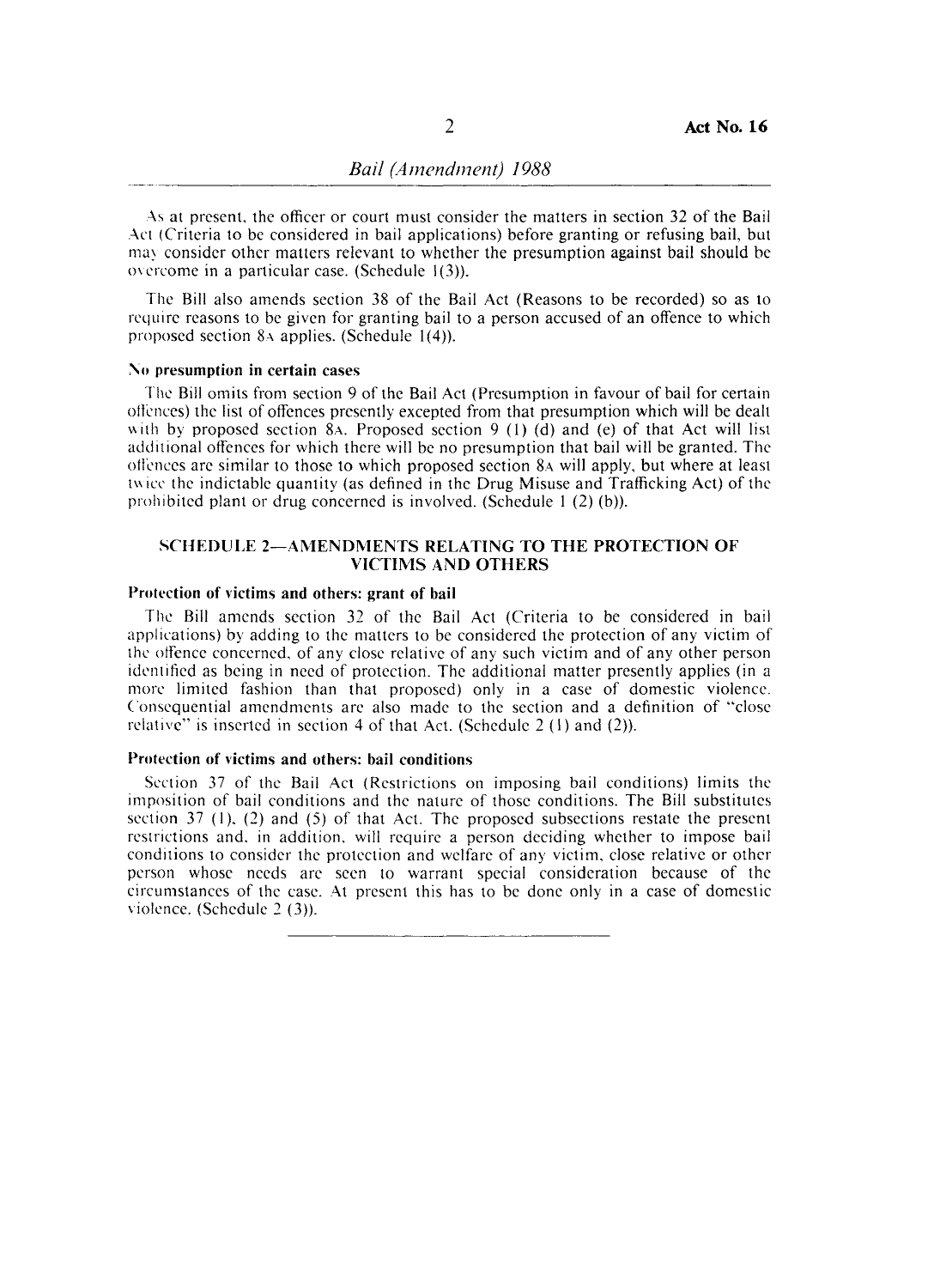As at present, the officer or court must consider the matters in section 32 of the Bail Act (Criteria to be considered in bail applications) before granting or refusing bail, but may consider other matters relevant to whether the presumption against bail should be overcome in a particular case. (Schedule 1(3)).

The Bill also amends section 38 of the Bail Act (Reasons to be recorded) so as to require reasons to be given for granting bail to a person accused of an offence to which proposed section 8A applies. (Schedule 1(4)).

**No presumption in certain cases**

The Bill omits from section 9 of the Bail Act (Presumption in favour of bail for certain offences) the list of offences presently excepted from that presumption which will be dealt with by proposed section 8A. Proposed section 9 (1) (d) and (e) of that Act will list additional offences for which there will be no presumption that bail will be granted. The offences are similar to those to which proposed section 8A will apply, but where at least twice the indictable quantity (as defined in the Drug Misuse and Trafficking Act) of the prohibited plant or drug concerned is involved. (Schedule 1 (2) (b)).

## SCHEDULE 2—AMENDMENTS RELATING TO THE PROTECTION OF VICTIMS AND OTHERS

**Protection of victims and others: grant of bail**

The Bill amends section 32 of the Bail Act (Criteria to be considered in bail applications) by adding to the matters to be considered the protection of any victim of the offence concerned, of any close relative of any such victim and of any other person identified as being in need of protection. The additional matter presently applies (in a more limited fashion than that proposed) only in a case of domestic violence. Consequential amendments are also made to the section and a definition of "close relative" is inserted in section 4 of that Act. (Schedule 2 (1) and (2)).

**Protection of victims and others: bail conditions**

Section 37 of the Bail Act (Restrictions on imposing bail conditions) limits the imposition of bail conditions and the nature of those conditions. The Bill substitutes section 37 (1), (2) and (5) of that Act. The proposed subsections restate the present restrictions and, in addition, will require a person deciding whether to impose bail conditions to consider the protection and welfare of any victim, close relative or other person whose needs are seen to warrant special consideration because of the circumstances of the case. At present this has to be done only in a case of domestic violence. (Schedule 2 (3)).